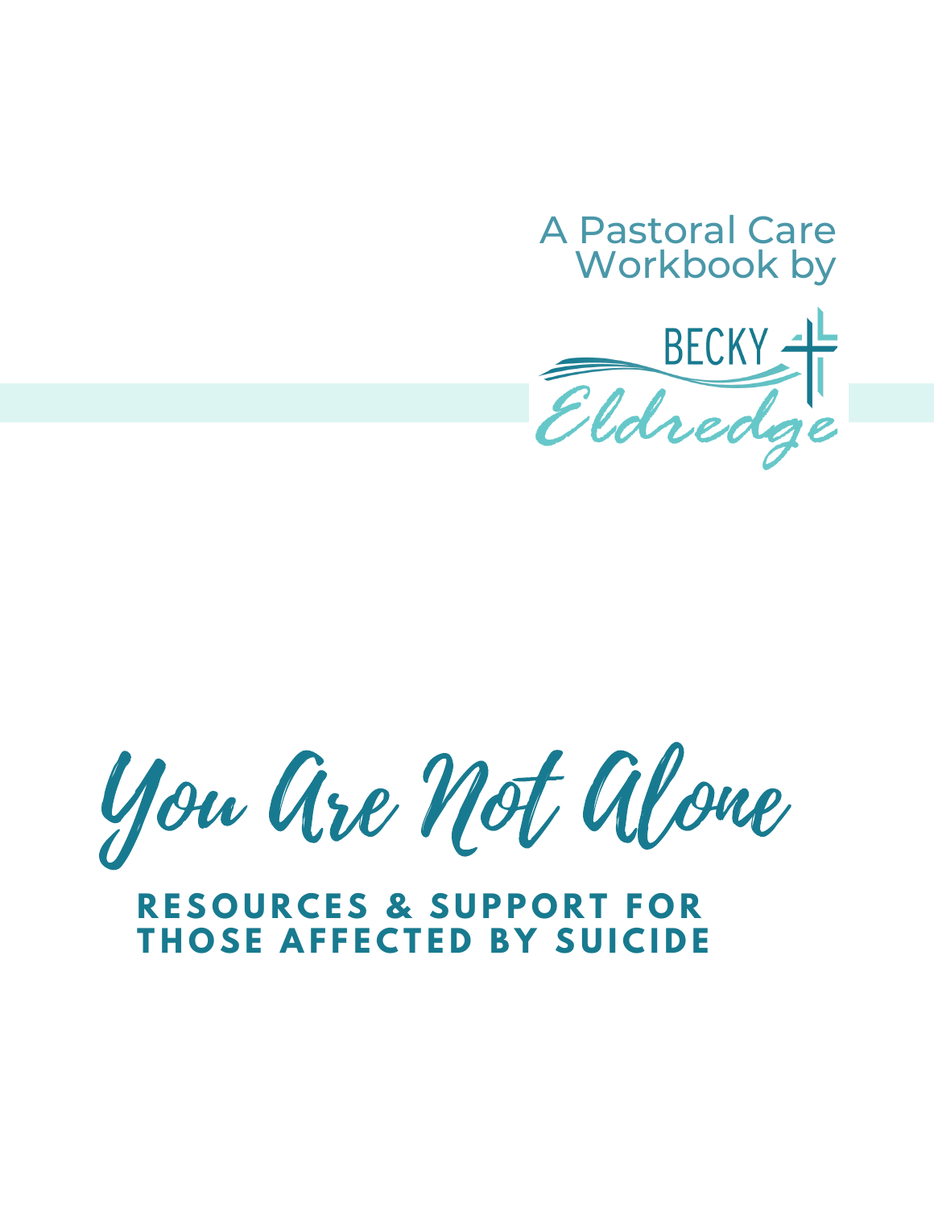A Pastoral Care Workbook by

BECKY Eldredge

# You Are Not Alone

## RESOURCES & SUPPORT FOR THOSE AFFECTED BY SUICIDE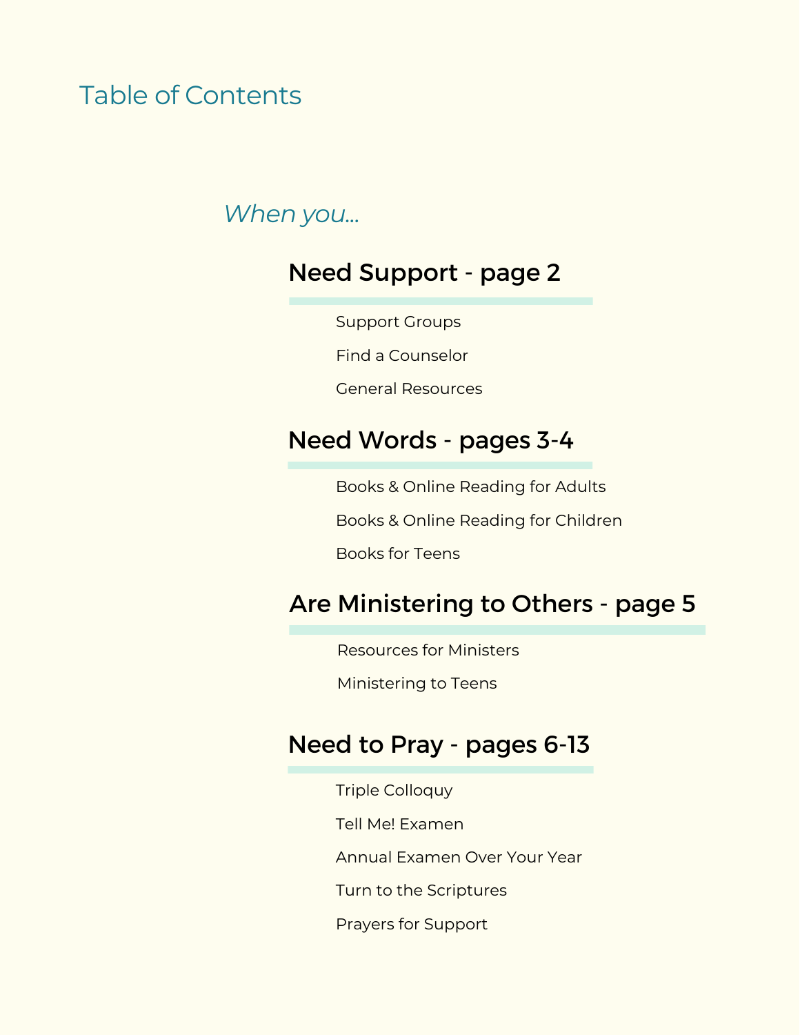# Table of Contents

*When you...*

## Need Support - page 2

- Support Groups
- Find a Counselor
- General Resources

## Need Words - pages 3-4

- Books & Online Reading for Adults
- Books & Online Reading for Children
- Books for Teens

## Are Ministering to Others - page 5

- Resources for Ministers
- Ministering to Teens

## Need to Pray - pages 6-13

- Triple Colloquy
- Tell Me! Examen
- Annual Examen Over Your Year
- Turn to the Scriptures
- Prayers for Support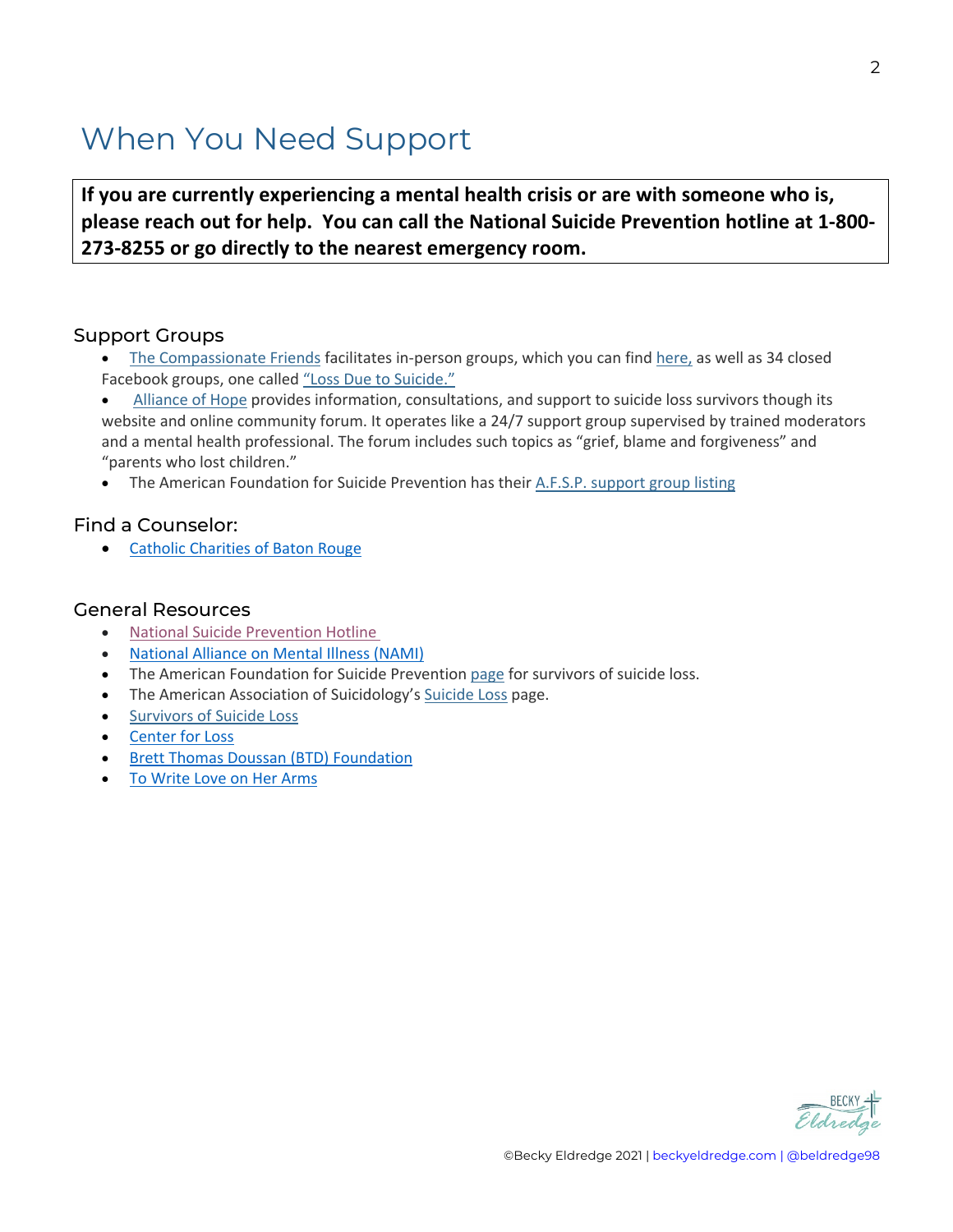# When You Need Support

**If you are currently experiencing a mental health crisis or are with someone who is, please reach out for help. You can call the National Suicide Prevention hotline at 1-800-273-8255 or go directly to the nearest emergency room.**

## Support Groups

- The Compassionate Friends facilitates in-person groups, which you can find here, as well as 34 closed Facebook groups, one called "Loss Due to Suicide."
- Alliance of Hope provides information, consultations, and support to suicide loss survivors though its website and online community forum. It operates like a 24/7 support group supervised by trained moderators and a mental health professional. The forum includes such topics as "grief, blame and forgiveness" and "parents who lost children."
- The American Foundation for Suicide Prevention has their A.F.S.P. support group listing

## Find a Counselor:

- Catholic Charities of Baton Rouge

## General Resources

- National Suicide Prevention Hotline
- National Alliance on Mental Illness (NAMI)
- The American Foundation for Suicide Prevention page for survivors of suicide loss.
- The American Association of Suicidology's Suicide Loss page.
- Survivors of Suicide Loss
- Center for Loss
- Brett Thomas Doussan (BTD) Foundation
- To Write Love on Her Arms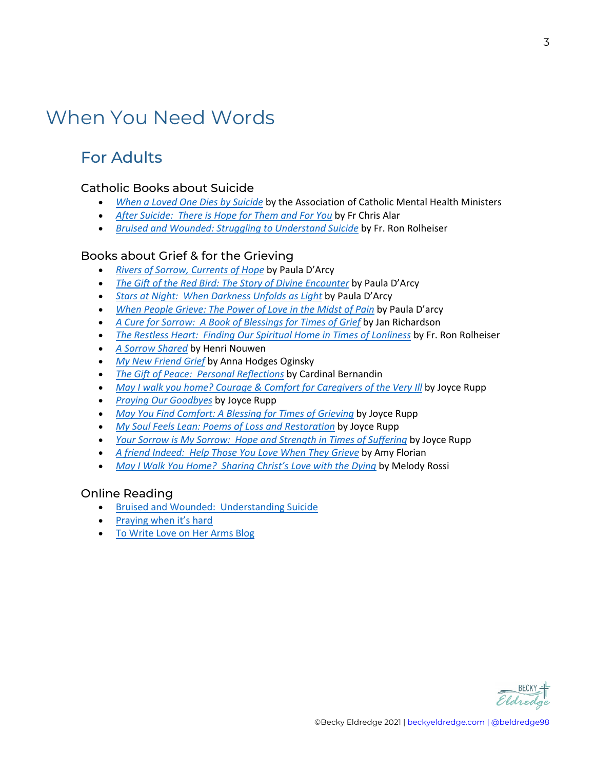# When You Need Words

## For Adults

### Catholic Books about Suicide

- *When a Loved One Dies by Suicide* by the Association of Catholic Mental Health Ministers
- *After Suicide: There is Hope for Them and For You* by Fr Chris Alar
- *Bruised and Wounded: Struggling to Understand Suicide* by Fr. Ron Rolheiser

### Books about Grief & for the Grieving

- *Rivers of Sorrow, Currents of Hope* by Paula D'Arcy
- *The Gift of the Red Bird: The Story of Divine Encounter* by Paula D'Arcy
- *Stars at Night: When Darkness Unfolds as Light* by Paula D'Arcy
- *When People Grieve: The Power of Love in the Midst of Pain* by Paula D'arcy
- *A Cure for Sorrow: A Book of Blessings for Times of Grief* by Jan Richardson
- *The Restless Heart: Finding Our Spiritual Home in Times of Lonliness* by Fr. Ron Rolheiser
- *A Sorrow Shared* by Henri Nouwen
- *My New Friend Grief* by Anna Hodges Oginsky
- *The Gift of Peace: Personal Reflections* by Cardinal Bernandin
- *May I walk you home? Courage & Comfort for Caregivers of the Very Ill* by Joyce Rupp
- *Praying Our Goodbyes* by Joyce Rupp
- *May You Find Comfort: A Blessing for Times of Grieving* by Joyce Rupp
- *My Soul Feels Lean: Poems of Loss and Restoration* by Joyce Rupp
- *Your Sorrow is My Sorrow: Hope and Strength in Times of Suffering* by Joyce Rupp
- *A friend Indeed: Help Those You Love When They Grieve* by Amy Florian
- *May I Walk You Home? Sharing Christ's Love with the Dying* by Melody Rossi

### Online Reading

- Bruised and Wounded: Understanding Suicide
- Praying when it's hard
- To Write Love on Her Arms Blog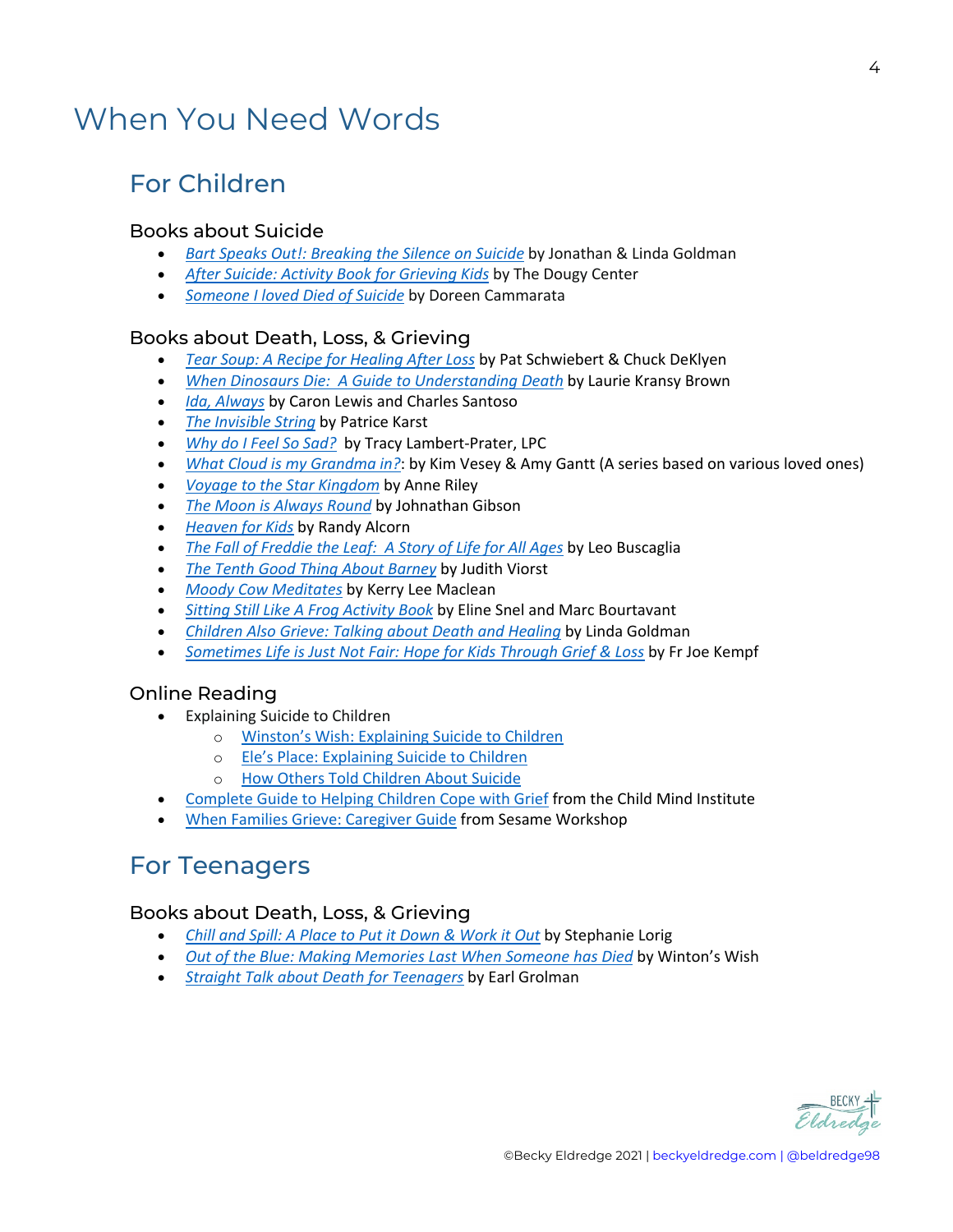# When You Need Words

## For Children

### Books about Suicide

- *Bart Speaks Out!: Breaking the Silence on Suicide* by Jonathan & Linda Goldman
- *After Suicide: Activity Book for Grieving Kids* by The Dougy Center
- *Someone I loved Died of Suicide* by Doreen Cammarata

### Books about Death, Loss, & Grieving

- *Tear Soup: A Recipe for Healing After Loss* by Pat Schwiebert & Chuck DeKlyen
- *When Dinosaurs Die: A Guide to Understanding Death* by Laurie Kransy Brown
- *Ida, Always* by Caron Lewis and Charles Santoso
- *The Invisible String* by Patrice Karst
- *Why do I Feel So Sad?* by Tracy Lambert-Prater, LPC
- *What Cloud is my Grandma in?*: by Kim Vesey & Amy Gantt (A series based on various loved ones)
- *Voyage to the Star Kingdom* by Anne Riley
- *The Moon is Always Round* by Johnathan Gibson
- *Heaven for Kids* by Randy Alcorn
- *The Fall of Freddie the Leaf: A Story of Life for All Ages* by Leo Buscaglia
- *The Tenth Good Thing About Barney* by Judith Viorst
- *Moody Cow Meditates* by Kerry Lee Maclean
- *Sitting Still Like A Frog Activity Book* by Eline Snel and Marc Bourtavant
- *Children Also Grieve: Talking about Death and Healing* by Linda Goldman
- *Sometimes Life is Just Not Fair: Hope for Kids Through Grief & Loss* by Fr Joe Kempf

### Online Reading

- Explaining Suicide to Children
  - Winston's Wish: Explaining Suicide to Children
  - Ele's Place: Explaining Suicide to Children
  - How Others Told Children About Suicide
- Complete Guide to Helping Children Cope with Grief from the Child Mind Institute
- When Families Grieve: Caregiver Guide from Sesame Workshop

## For Teenagers

### Books about Death, Loss, & Grieving

- *Chill and Spill: A Place to Put it Down & Work it Out* by Stephanie Lorig
- *Out of the Blue: Making Memories Last When Someone has Died* by Winton's Wish
- *Straight Talk about Death for Teenagers* by Earl Grolman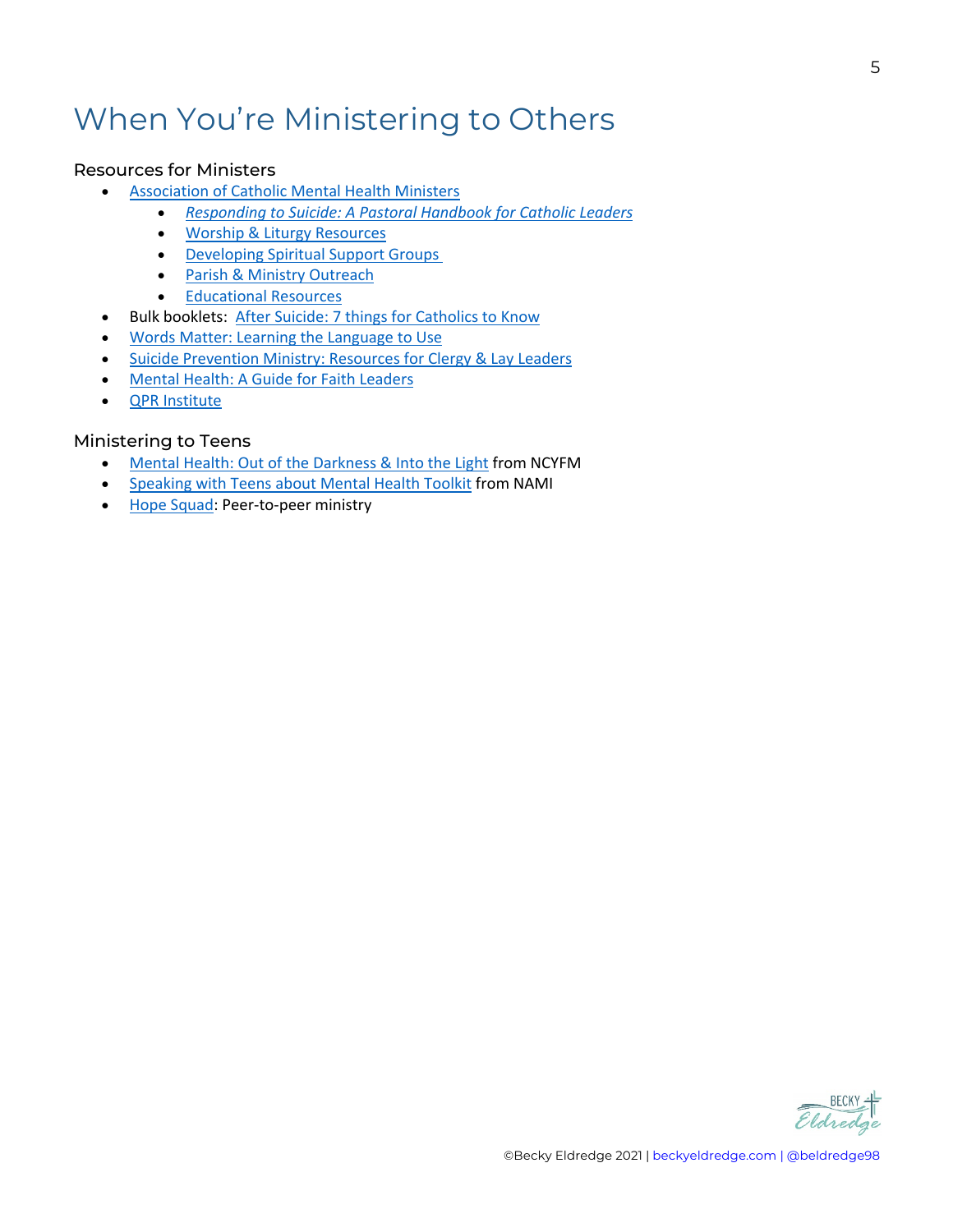# When You're Ministering to Others

## Resources for Ministers

- Association of Catholic Mental Health Ministers
    - *Responding to Suicide: A Pastoral Handbook for Catholic Leaders*
    - Worship & Liturgy Resources
    - Developing Spiritual Support Groups
    - Parish & Ministry Outreach
    - Educational Resources
- Bulk booklets: After Suicide: 7 things for Catholics to Know
- Words Matter: Learning the Language to Use
- Suicide Prevention Ministry: Resources for Clergy & Lay Leaders
- Mental Health: A Guide for Faith Leaders
- QPR Institute

## Ministering to Teens

- Mental Health: Out of the Darkness & Into the Light from NCYFM
- Speaking with Teens about Mental Health Toolkit from NAMI
- Hope Squad: Peer-to-peer ministry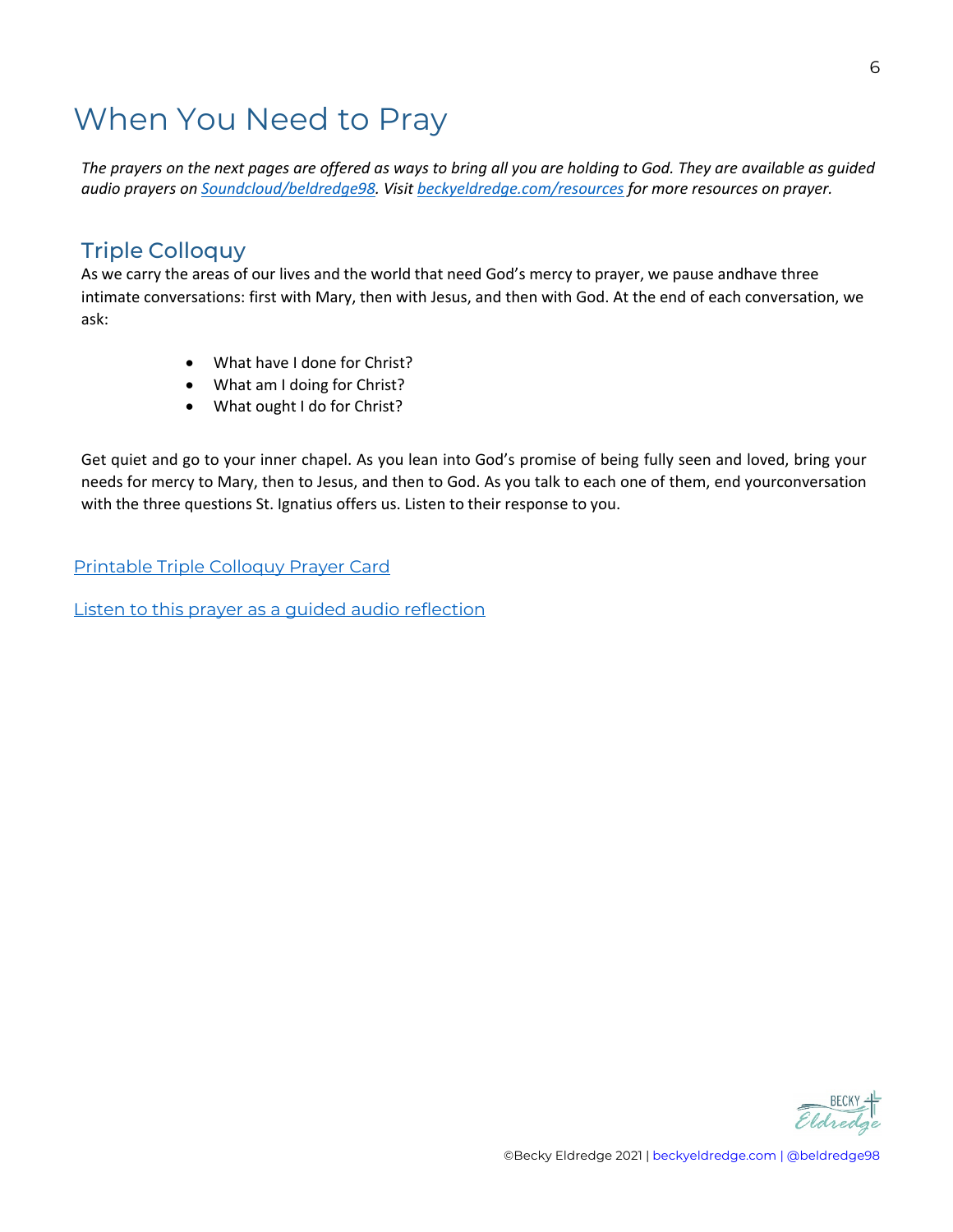# When You Need to Pray

*The prayers on the next pages are offered as ways to bring all you are holding to God. They are available as guided audio prayers on Soundcloud/beldredge98. Visit beckyeldredge.com/resources for more resources on prayer.*

## Triple Colloquy

As we carry the areas of our lives and the world that need God's mercy to prayer, we pause andhave three intimate conversations: first with Mary, then with Jesus, and then with God. At the end of each conversation, we ask:

- What have I done for Christ?
- What am I doing for Christ?
- What ought I do for Christ?

Get quiet and go to your inner chapel. As you lean into God's promise of being fully seen and loved, bring your needs for mercy to Mary, then to Jesus, and then to God. As you talk to each one of them, end yourconversation with the three questions St. Ignatius offers us. Listen to their response to you.

Printable Triple Colloquy Prayer Card

Listen to this prayer as a guided audio reflection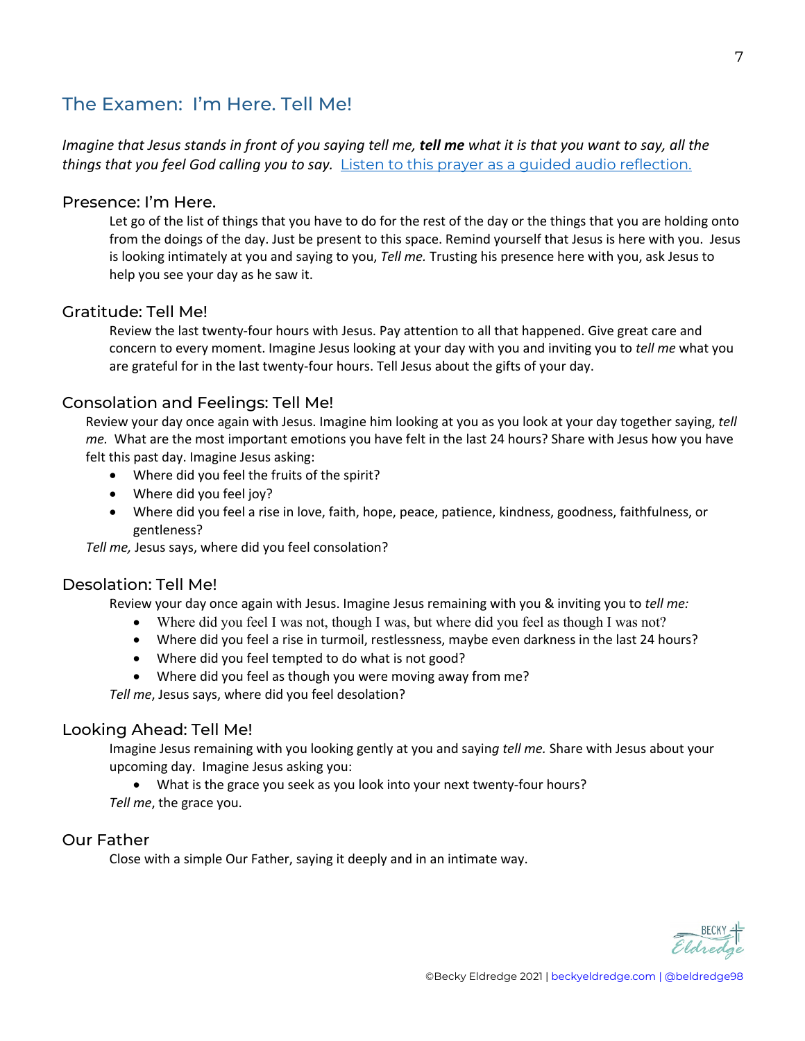## The Examen: I'm Here. Tell Me!

*Imagine that Jesus stands in front of you saying tell me,* ***tell me*** *what it is that you want to say, all the things that you feel God calling you to say.* [Listen to this prayer as a guided audio reflection.]

### Presence: I'm Here.

Let go of the list of things that you have to do for the rest of the day or the things that you are holding onto from the doings of the day. Just be present to this space. Remind yourself that Jesus is here with you. Jesus is looking intimately at you and saying to you, *Tell me.* Trusting his presence here with you, ask Jesus to help you see your day as he saw it.

### Gratitude: Tell Me!

Review the last twenty-four hours with Jesus. Pay attention to all that happened. Give great care and concern to every moment. Imagine Jesus looking at your day with you and inviting you to *tell me* what you are grateful for in the last twenty-four hours. Tell Jesus about the gifts of your day.

### Consolation and Feelings: Tell Me!

Review your day once again with Jesus. Imagine him looking at you as you look at your day together saying, *tell me.* What are the most important emotions you have felt in the last 24 hours? Share with Jesus how you have felt this past day. Imagine Jesus asking:

- Where did you feel the fruits of the spirit?
- Where did you feel joy?
- Where did you feel a rise in love, faith, hope, peace, patience, kindness, goodness, faithfulness, or gentleness?

*Tell me,* Jesus says, where did you feel consolation?

### Desolation: Tell Me!

Review your day once again with Jesus. Imagine Jesus remaining with you & inviting you to *tell me:*

- Where did you feel I was not, though I was, but where did you feel as though I was not?
- Where did you feel a rise in turmoil, restlessness, maybe even darkness in the last 24 hours?
- Where did you feel tempted to do what is not good?
- Where did you feel as though you were moving away from me?

*Tell me*, Jesus says, where did you feel desolation?

### Looking Ahead: Tell Me!

Imagine Jesus remaining with you looking gently at you and saying *tell me.* Share with Jesus about your upcoming day. Imagine Jesus asking you:

- What is the grace you seek as you look into your next twenty-four hours?

*Tell me*, the grace you.

### Our Father

Close with a simple Our Father, saying it deeply and in an intimate way.

©Becky Eldredge 2021 | beckyeldredge.com | @beldredge98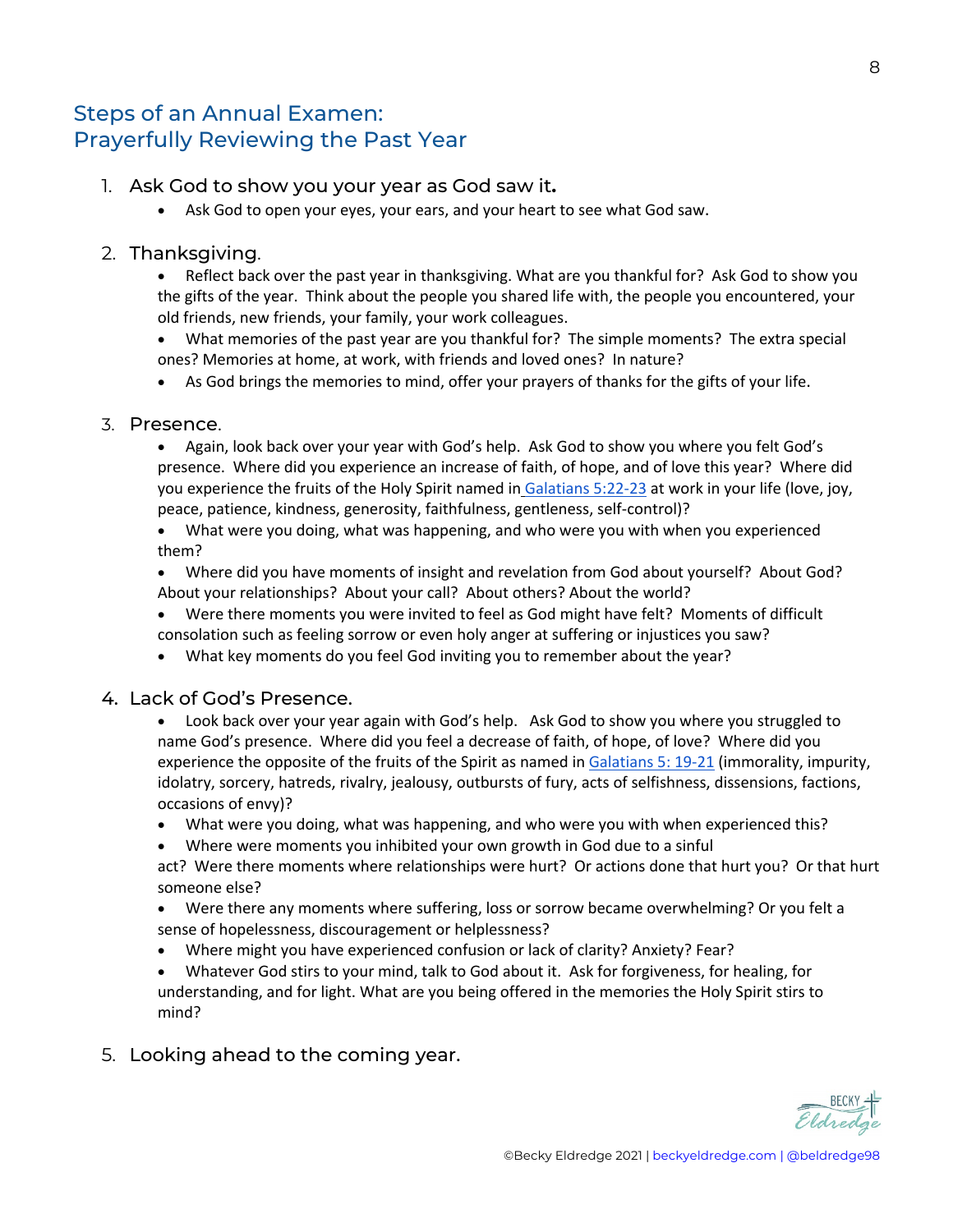## Steps of an Annual Examen: Prayerfully Reviewing the Past Year

1. Ask God to show you your year as God saw it**.**
   - Ask God to open your eyes, your ears, and your heart to see what God saw.

2. Thanksgiving.
   - Reflect back over the past year in thanksgiving. What are you thankful for? Ask God to show you the gifts of the year. Think about the people you shared life with, the people you encountered, your old friends, new friends, your family, your work colleagues.
   - What memories of the past year are you thankful for? The simple moments? The extra special ones? Memories at home, at work, with friends and loved ones? In nature?
   - As God brings the memories to mind, offer your prayers of thanks for the gifts of your life.

3. Presence.
   - Again, look back over your year with God's help. Ask God to show you where you felt God's presence. Where did you experience an increase of faith, of hope, and of love this year? Where did you experience the fruits of the Holy Spirit named in Galatians 5:22-23 at work in your life (love, joy, peace, patience, kindness, generosity, faithfulness, gentleness, self-control)?
   - What were you doing, what was happening, and who were you with when you experienced them?
   - Where did you have moments of insight and revelation from God about yourself? About God? About your relationships? About your call? About others? About the world?
   - Were there moments you were invited to feel as God might have felt? Moments of difficult consolation such as feeling sorrow or even holy anger at suffering or injustices you saw?
   - What key moments do you feel God inviting you to remember about the year?

4. Lack of God's Presence.
   - Look back over your year again with God's help. Ask God to show you where you struggled to name God's presence. Where did you feel a decrease of faith, of hope, of love? Where did you experience the opposite of the fruits of the Spirit as named in Galatians 5: 19-21 (immorality, impurity, idolatry, sorcery, hatreds, rivalry, jealousy, outbursts of fury, acts of selfishness, dissensions, factions, occasions of envy)?
   - What were you doing, what was happening, and who were you with when experienced this?
   - Where were moments you inhibited your own growth in God due to a sinful act? Were there moments where relationships were hurt? Or actions done that hurt you? Or that hurt someone else?
   - Were there any moments where suffering, loss or sorrow became overwhelming? Or you felt a sense of hopelessness, discouragement or helplessness?
   - Where might you have experienced confusion or lack of clarity? Anxiety? Fear?
   - Whatever God stirs to your mind, talk to God about it. Ask for forgiveness, for healing, for understanding, and for light. What are you being offered in the memories the Holy Spirit stirs to mind?

5. Looking ahead to the coming year.

©Becky Eldredge 2021 | beckyeldredge.com | @beldredge98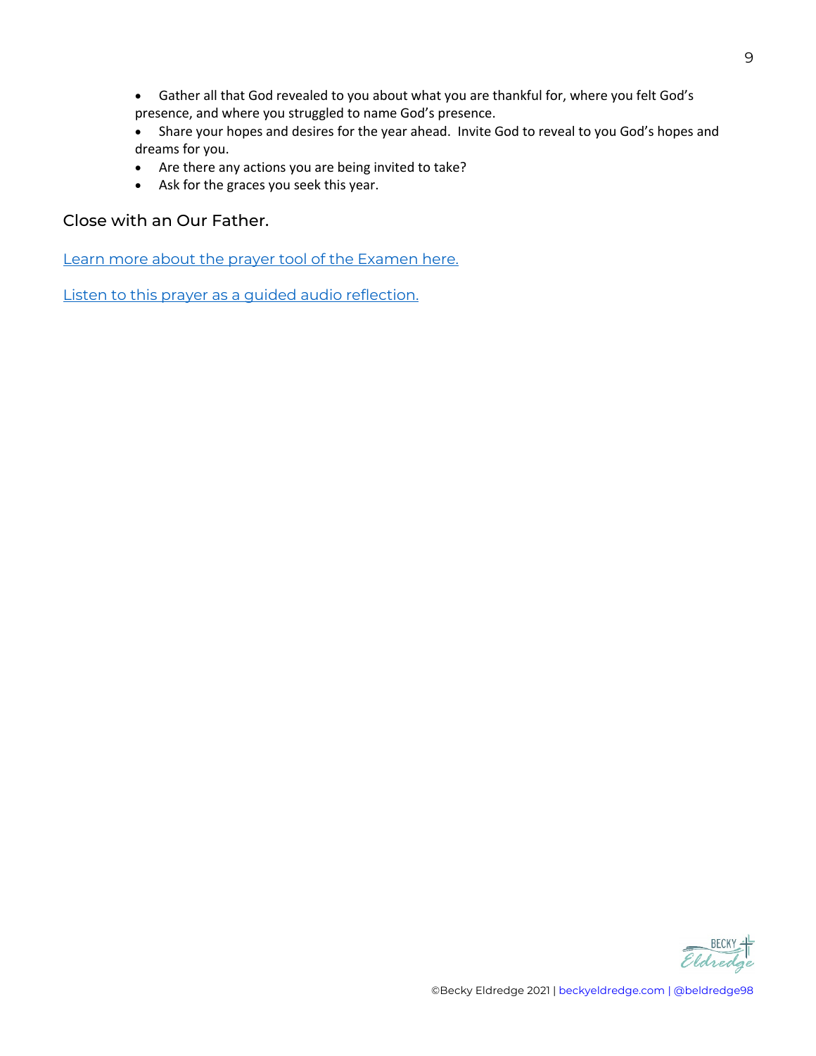- Gather all that God revealed to you about what you are thankful for, where you felt God's presence, and where you struggled to name God's presence.
- Share your hopes and desires for the year ahead. Invite God to reveal to you God's hopes and dreams for you.
- Are there any actions you are being invited to take?
- Ask for the graces you seek this year.

Close with an Our Father.

Learn more about the prayer tool of the Examen here.

Listen to this prayer as a guided audio reflection.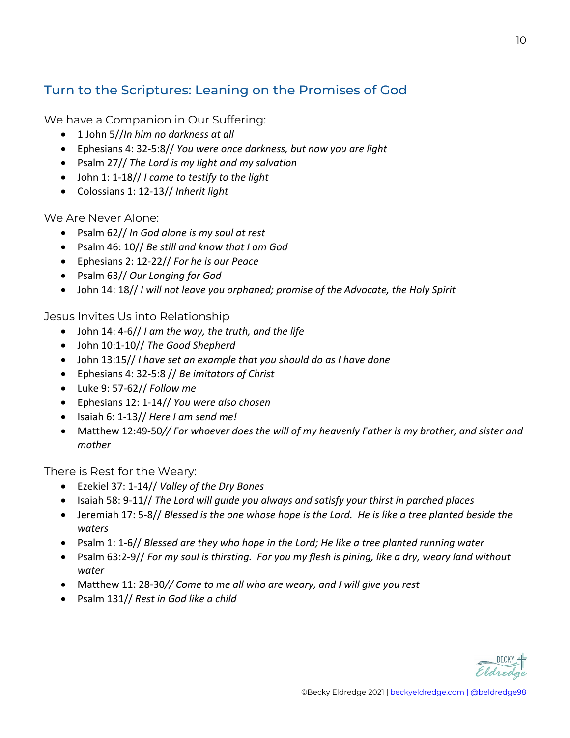## Turn to the Scriptures: Leaning on the Promises of God

We have a Companion in Our Suffering:

- 1 John 5//*In him no darkness at all*
- Ephesians 4: 32-5:8// *You were once darkness, but now you are light*
- Psalm 27// *The Lord is my light and my salvation*
- John 1: 1-18// *I came to testify to the light*
- Colossians 1: 12-13// *Inherit light*

We Are Never Alone:

- Psalm 62// *In God alone is my soul at rest*
- Psalm 46: 10// *Be still and know that I am God*
- Ephesians 2: 12-22// *For he is our Peace*
- Psalm 63// *Our Longing for God*
- John 14: 18// *I will not leave you orphaned; promise of the Advocate, the Holy Spirit*

Jesus Invites Us into Relationship

- John 14: 4-6// *I am the way, the truth, and the life*
- John 10:1-10// *The Good Shepherd*
- John 13:15// *I have set an example that you should do as I have done*
- Ephesians 4: 32-5:8 // *Be imitators of Christ*
- Luke 9: 57-62// *Follow me*
- Ephesians 12: 1-14// *You were also chosen*
- Isaiah 6: 1-13// *Here I am send me!*
- Matthew 12:49-50*// For whoever does the will of my heavenly Father is my brother, and sister and mother*

There is Rest for the Weary:

- Ezekiel 37: 1-14// *Valley of the Dry Bones*
- Isaiah 58: 9-11// *The Lord will guide you always and satisfy your thirst in parched places*
- Jeremiah 17: 5-8// *Blessed is the one whose hope is the Lord. He is like a tree planted beside the waters*
- Psalm 1: 1-6// *Blessed are they who hope in the Lord; He like a tree planted running water*
- Psalm 63:2-9// *For my soul is thirsting. For you my flesh is pining, like a dry, weary land without water*
- Matthew 11: 28-30*// Come to me all who are weary, and I will give you rest*
- Psalm 131// *Rest in God like a child*

©Becky Eldredge 2021 | beckyeldredge.com | @beldredge98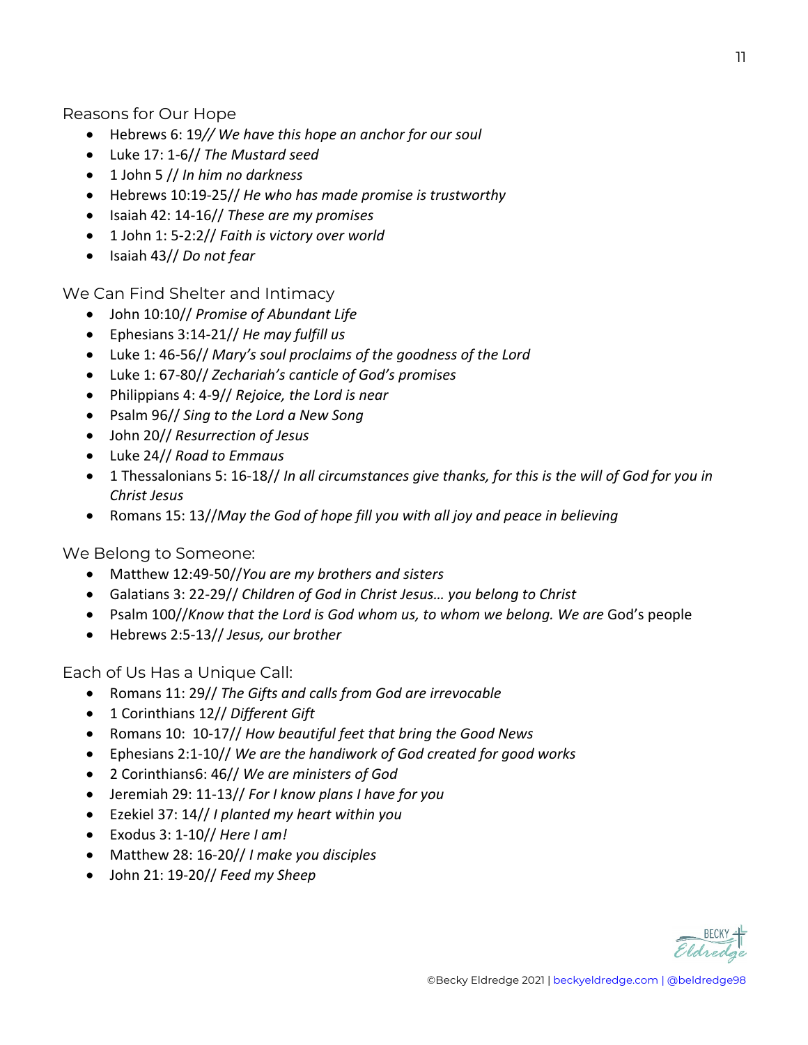## Reasons for Our Hope

- Hebrews 6: 19*// We have this hope an anchor for our soul*
- Luke 17: 1-6// *The Mustard seed*
- 1 John 5 // *In him no darkness*
- Hebrews 10:19-25// *He who has made promise is trustworthy*
- Isaiah 42: 14-16// *These are my promises*
- 1 John 1: 5-2:2// *Faith is victory over world*
- Isaiah 43// *Do not fear*

## We Can Find Shelter and Intimacy

- John 10:10// *Promise of Abundant Life*
- Ephesians 3:14-21// *He may fulfill us*
- Luke 1: 46-56// *Mary's soul proclaims of the goodness of the Lord*
- Luke 1: 67-80// *Zechariah's canticle of God's promises*
- Philippians 4: 4-9// *Rejoice, the Lord is near*
- Psalm 96// *Sing to the Lord a New Song*
- John 20// *Resurrection of Jesus*
- Luke 24// *Road to Emmaus*
- 1 Thessalonians 5: 16-18// *In all circumstances give thanks, for this is the will of God for you in Christ Jesus*
- Romans 15: 13//*May the God of hope fill you with all joy and peace in believing*

## We Belong to Someone:

- Matthew 12:49-50//*You are my brothers and sisters*
- Galatians 3: 22-29// *Children of God in Christ Jesus… you belong to Christ*
- Psalm 100//*Know that the Lord is God whom us, to whom we belong. We are* God's people
- Hebrews 2:5-13// *Jesus, our brother*

## Each of Us Has a Unique Call:

- Romans 11: 29// *The Gifts and calls from God are irrevocable*
- 1 Corinthians 12// *Different Gift*
- Romans 10: 10-17// *How beautiful feet that bring the Good News*
- Ephesians 2:1-10// *We are the handiwork of God created for good works*
- 2 Corinthians6: 46// *We are ministers of God*
- Jeremiah 29: 11-13// *For I know plans I have for you*
- Ezekiel 37: 14// *I planted my heart within you*
- Exodus 3: 1-10// *Here I am!*
- Matthew 28: 16-20// *I make you disciples*
- John 21: 19-20// *Feed my Sheep*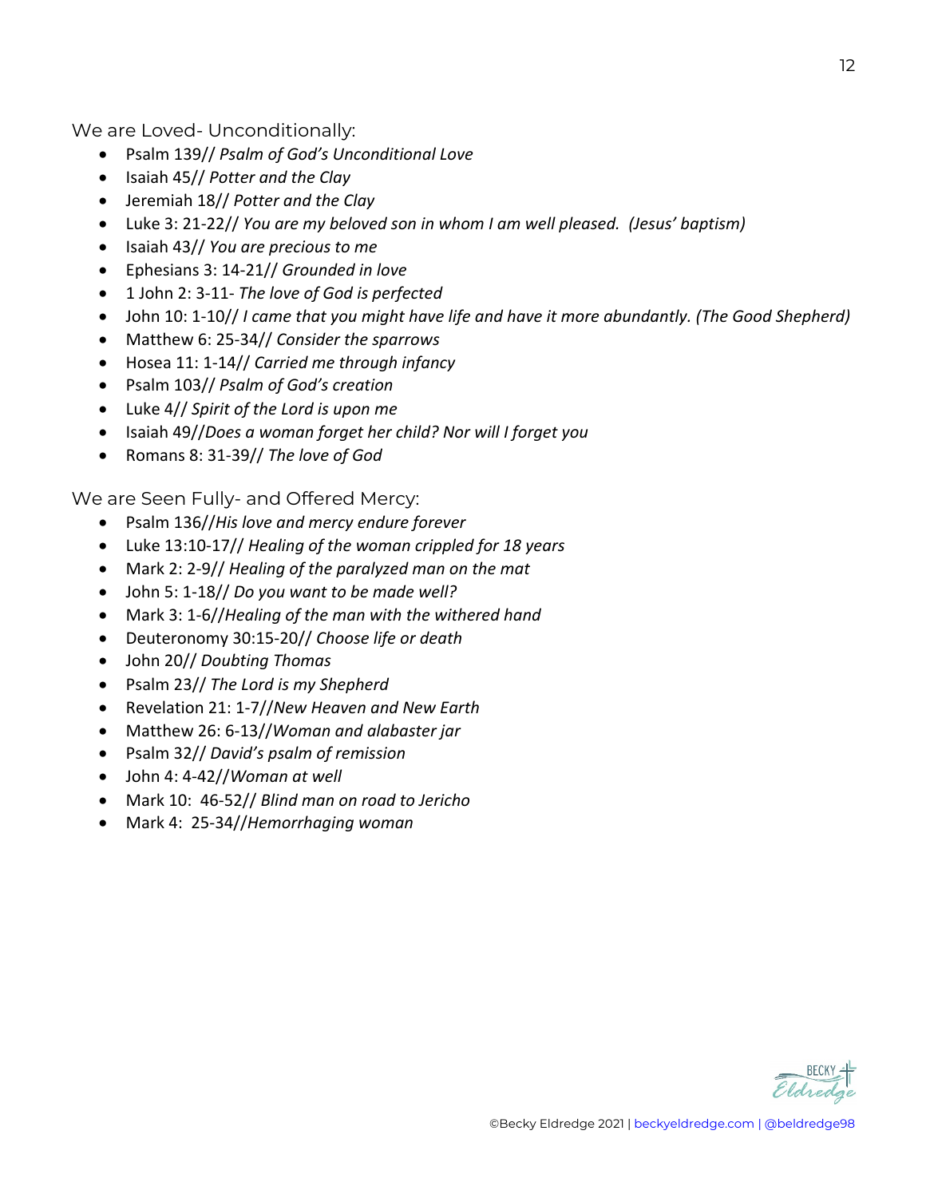We are Loved- Unconditionally:

- Psalm 139// *Psalm of God's Unconditional Love*
- Isaiah 45// *Potter and the Clay*
- Jeremiah 18// *Potter and the Clay*
- Luke 3: 21-22// *You are my beloved son in whom I am well pleased. (Jesus' baptism)*
- Isaiah 43// *You are precious to me*
- Ephesians 3: 14-21// *Grounded in love*
- 1 John 2: 3-11- *The love of God is perfected*
- John 10: 1-10// *I came that you might have life and have it more abundantly. (The Good Shepherd)*
- Matthew 6: 25-34// *Consider the sparrows*
- Hosea 11: 1-14// *Carried me through infancy*
- Psalm 103// *Psalm of God's creation*
- Luke 4// *Spirit of the Lord is upon me*
- Isaiah 49//*Does a woman forget her child? Nor will I forget you*
- Romans 8: 31-39// *The love of God*

We are Seen Fully- and Offered Mercy:

- Psalm 136//*His love and mercy endure forever*
- Luke 13:10-17// *Healing of the woman crippled for 18 years*
- Mark 2: 2-9// *Healing of the paralyzed man on the mat*
- John 5: 1-18// *Do you want to be made well?*
- Mark 3: 1-6//*Healing of the man with the withered hand*
- Deuteronomy 30:15-20// *Choose life or death*
- John 20// *Doubting Thomas*
- Psalm 23// *The Lord is my Shepherd*
- Revelation 21: 1-7//*New Heaven and New Earth*
- Matthew 26: 6-13//*Woman and alabaster jar*
- Psalm 32// *David's psalm of remission*
- John 4: 4-42//*Woman at well*
- Mark 10: 46-52// *Blind man on road to Jericho*
- Mark 4: 25-34//*Hemorrhaging woman*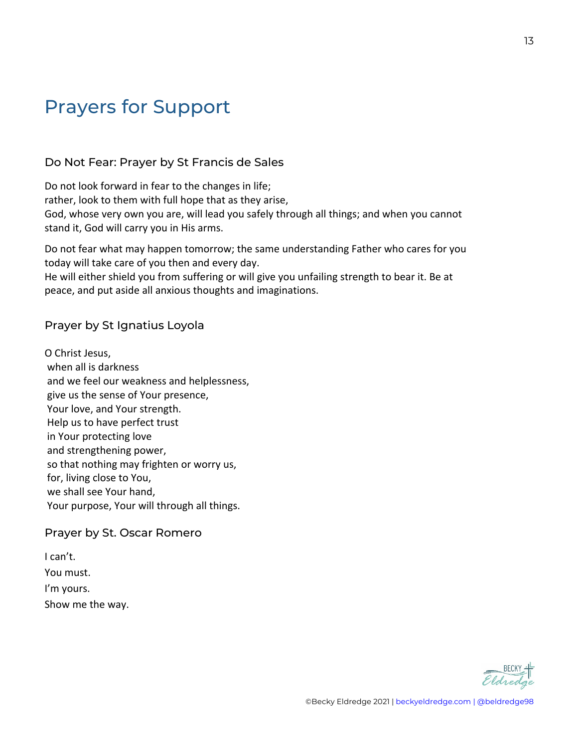# Prayers for Support

### Do Not Fear: Prayer by St Francis de Sales

Do not look forward in fear to the changes in life;
rather, look to them with full hope that as they arise,
God, whose very own you are, will lead you safely through all things; and when you cannot stand it, God will carry you in His arms.

Do not fear what may happen tomorrow; the same understanding Father who cares for you today will take care of you then and every day.
He will either shield you from suffering or will give you unfailing strength to bear it. Be at peace, and put aside all anxious thoughts and imaginations.

### Prayer by St Ignatius Loyola

O Christ Jesus,
when all is darkness
and we feel our weakness and helplessness,
give us the sense of Your presence,
Your love, and Your strength.
Help us to have perfect trust
in Your protecting love
and strengthening power,
so that nothing may frighten or worry us,
for, living close to You,
we shall see Your hand,
Your purpose, Your will through all things.

### Prayer by St. Oscar Romero

I can't.

You must.

I'm yours.

Show me the way.

©Becky Eldredge 2021 | beckyeldredge.com | @beldredge98